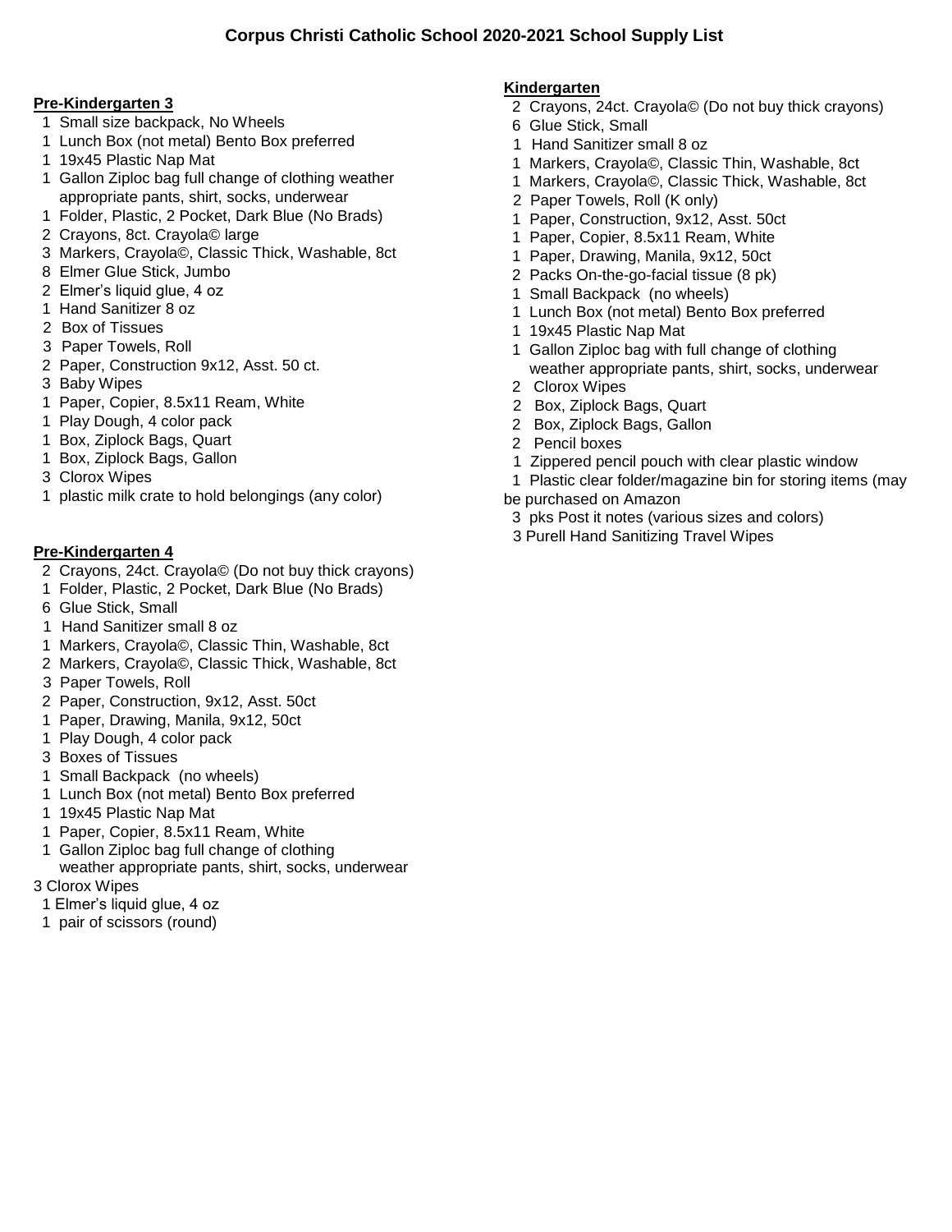# Corpus Christi Catholic School 2020-2021 School Supply List

## Pre-Kindergarten 3

- 1 Small size backpack, No Wheels
- 1 Lunch Box (not metal) Bento Box preferred
- 1 19x45 Plastic Nap Mat
- 1 Gallon Ziploc bag full change of clothing weather appropriate pants, shirt, socks, underwear
- 1 Folder, Plastic, 2 Pocket, Dark Blue (No Brads)
- 2 Crayons, 8ct. Crayola© large
- 3 Markers, Crayola©, Classic Thick, Washable, 8ct
- 8 Elmer Glue Stick, Jumbo
- 2 Elmer's liquid glue, 4 oz
- 1 Hand Sanitizer 8 oz
- 2 Box of Tissues
- 3 Paper Towels, Roll
- 2 Paper, Construction 9x12, Asst. 50 ct.
- 3 Baby Wipes
- 1 Paper, Copier, 8.5x11 Ream, White
- 1 Play Dough, 4 color pack
- 1 Box, Ziplock Bags, Quart
- 1 Box, Ziplock Bags, Gallon
- 3 Clorox Wipes
- 1 plastic milk crate to hold belongings (any color)

## Pre-Kindergarten 4

- 2 Crayons, 24ct. Crayola© (Do not buy thick crayons)
- 1 Folder, Plastic, 2 Pocket, Dark Blue (No Brads)
- 6 Glue Stick, Small
- 1 Hand Sanitizer small 8 oz
- 1 Markers, Crayola©, Classic Thin, Washable, 8ct
- 2 Markers, Crayola©, Classic Thick, Washable, 8ct
- 3 Paper Towels, Roll
- 2 Paper, Construction, 9x12, Asst. 50ct
- 1 Paper, Drawing, Manila, 9x12, 50ct
- 1 Play Dough, 4 color pack
- 3 Boxes of Tissues
- 1 Small Backpack (no wheels)
- 1 Lunch Box (not metal) Bento Box preferred
- 1 19x45 Plastic Nap Mat
- 1 Paper, Copier, 8.5x11 Ream, White
- 1 Gallon Ziploc bag full change of clothing weather appropriate pants, shirt, socks, underwear
- 3 Clorox Wipes
- 1 Elmer's liquid glue, 4 oz
- 1 pair of scissors (round)

## Kindergarten

- 2 Crayons, 24ct. Crayola© (Do not buy thick crayons)
- 6 Glue Stick, Small
- 1 Hand Sanitizer small 8 oz
- 1 Markers, Crayola©, Classic Thin, Washable, 8ct
- 1 Markers, Crayola©, Classic Thick, Washable, 8ct
- 2 Paper Towels, Roll (K only)
- 1 Paper, Construction, 9x12, Asst. 50ct
- 1 Paper, Copier, 8.5x11 Ream, White
- 1 Paper, Drawing, Manila, 9x12, 50ct
- 2 Packs On-the-go-facial tissue (8 pk)
- 1 Small Backpack (no wheels)
- 1 Lunch Box (not metal) Bento Box preferred
- 1 19x45 Plastic Nap Mat
- 1 Gallon Ziploc bag with full change of clothing weather appropriate pants, shirt, socks, underwear
- 2 Clorox Wipes
- 2 Box, Ziplock Bags, Quart
- 2 Box, Ziplock Bags, Gallon
- 2 Pencil boxes
- 1 Zippered pencil pouch with clear plastic window
- 1 Plastic clear folder/magazine bin for storing items (may be purchased on Amazon
- 3 pks Post it notes (various sizes and colors)
- 3 Purell Hand Sanitizing Travel Wipes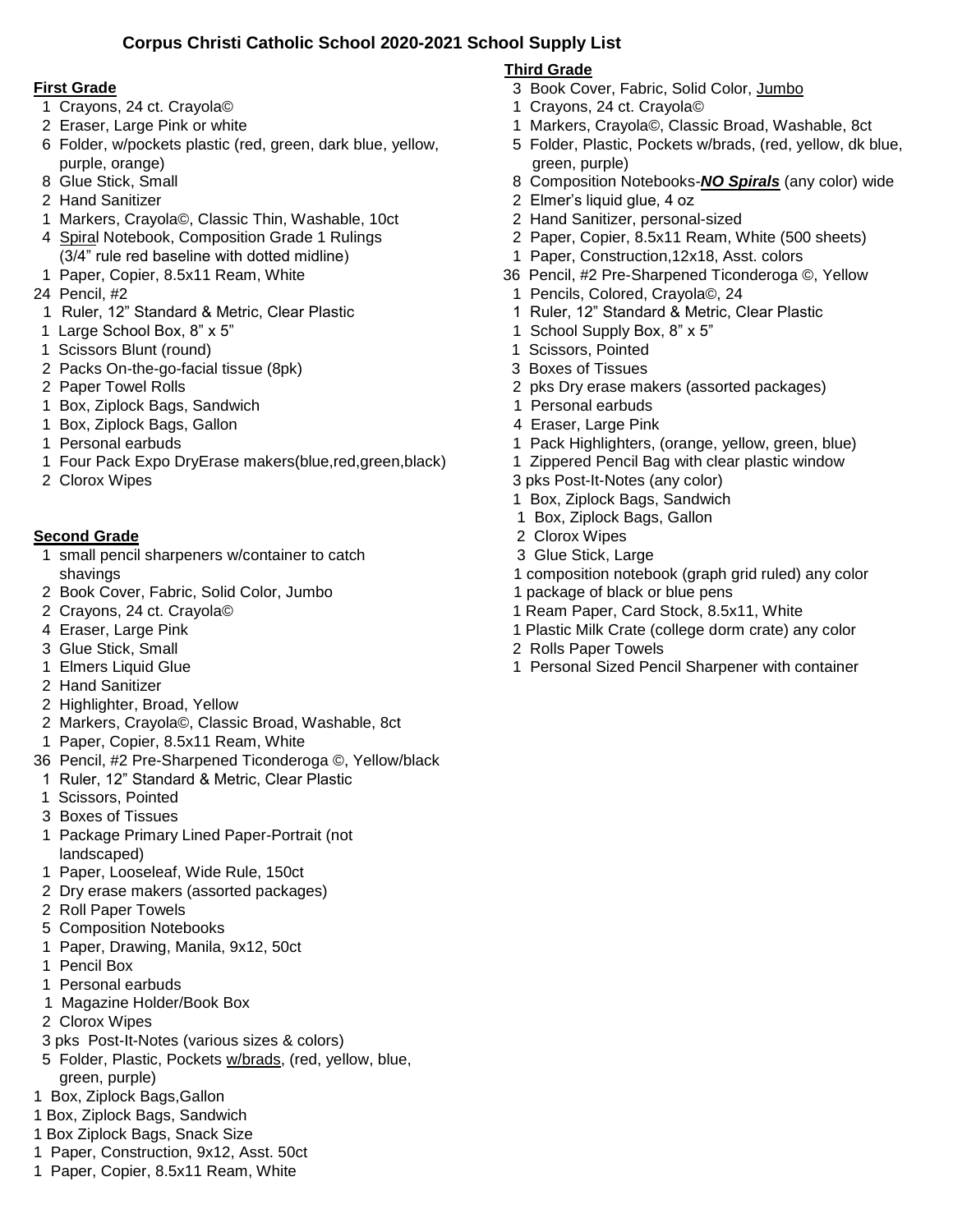# Corpus Christi Catholic School 2020-2021 School Supply List

## First Grade

- 1 Crayons, 24 ct. Crayola©
- 2 Eraser, Large Pink or white
- 6 Folder, w/pockets plastic (red, green, dark blue, yellow, purple, orange)
- 8 Glue Stick, Small
- 2 Hand Sanitizer
- 1 Markers, Crayola©, Classic Thin, Washable, 10ct
- 4 Spiral Notebook, Composition Grade 1 Rulings (3/4" rule red baseline with dotted midline)
- 1 Paper, Copier, 8.5x11 Ream, White
- 24 Pencil, #2
- 1 Ruler, 12" Standard & Metric, Clear Plastic
- 1 Large School Box, 8" x 5"
- 1 Scissors Blunt (round)
- 2 Packs On-the-go-facial tissue (8pk)
- 2 Paper Towel Rolls
- 1 Box, Ziplock Bags, Sandwich
- 1 Box, Ziplock Bags, Gallon
- 1 Personal earbuds
- 1 Four Pack Expo DryErase makers(blue,red,green,black)
- 2 Clorox Wipes

## Second Grade

- 1 small pencil sharpeners w/container to catch shavings
- 2 Book Cover, Fabric, Solid Color, Jumbo
- 2 Crayons, 24 ct. Crayola©
- 4 Eraser, Large Pink
- 3 Glue Stick, Small
- 1 Elmers Liquid Glue
- 2 Hand Sanitizer
- 2 Highlighter, Broad, Yellow
- 2 Markers, Crayola©, Classic Broad, Washable, 8ct
- 1 Paper, Copier, 8.5x11 Ream, White
- 36 Pencil, #2 Pre-Sharpened Ticonderoga ©, Yellow/black
- 1 Ruler, 12" Standard & Metric, Clear Plastic
- 1 Scissors, Pointed
- 3 Boxes of Tissues
- 1 Package Primary Lined Paper-Portrait (not landscaped)
- 1 Paper, Looseleaf, Wide Rule, 150ct
- 2 Dry erase makers (assorted packages)
- 2 Roll Paper Towels
- 5 Composition Notebooks
- 1 Paper, Drawing, Manila, 9x12, 50ct
- 1 Pencil Box
- 1 Personal earbuds
- 1 Magazine Holder/Book Box
- 2 Clorox Wipes
- 3 pks Post-It-Notes (various sizes & colors)
- 5 Folder, Plastic, Pockets w/brads, (red, yellow, blue, green, purple)
- 1 Box, Ziplock Bags,Gallon
- 1 Box, Ziplock Bags, Sandwich
- 1 Box Ziplock Bags, Snack Size
- 1 Paper, Construction, 9x12, Asst. 50ct
- 1 Paper, Copier, 8.5x11 Ream, White

## Third Grade

- 3 Book Cover, Fabric, Solid Color, Jumbo
- 1 Crayons, 24 ct. Crayola©
- 1 Markers, Crayola©, Classic Broad, Washable, 8ct
- 5 Folder, Plastic, Pockets w/brads, (red, yellow, dk blue, green, purple)
- 8 Composition Notebooks-***NO Spirals*** (any color) wide
- 2 Elmer's liquid glue, 4 oz
- 2 Hand Sanitizer, personal-sized
- 2 Paper, Copier, 8.5x11 Ream, White (500 sheets)
- 1 Paper, Construction,12x18, Asst. colors
- 36 Pencil, #2 Pre-Sharpened Ticonderoga ©, Yellow
- 1 Pencils, Colored, Crayola©, 24
- 1 Ruler, 12" Standard & Metric, Clear Plastic
- 1 School Supply Box, 8" x 5"
- 1 Scissors, Pointed
- 3 Boxes of Tissues
- 2 pks Dry erase makers (assorted packages)
- 1 Personal earbuds
- 4 Eraser, Large Pink
- 1 Pack Highlighters, (orange, yellow, green, blue)
- 1 Zippered Pencil Bag with clear plastic window
- 3 pks Post-It-Notes (any color)
- 1 Box, Ziplock Bags, Sandwich
- 1 Box, Ziplock Bags, Gallon
- 2 Clorox Wipes
- 3 Glue Stick, Large
- 1 composition notebook (graph grid ruled) any color
- 1 package of black or blue pens
- 1 Ream Paper, Card Stock, 8.5x11, White
- 1 Plastic Milk Crate (college dorm crate) any color
- 2 Rolls Paper Towels
- 1 Personal Sized Pencil Sharpener with container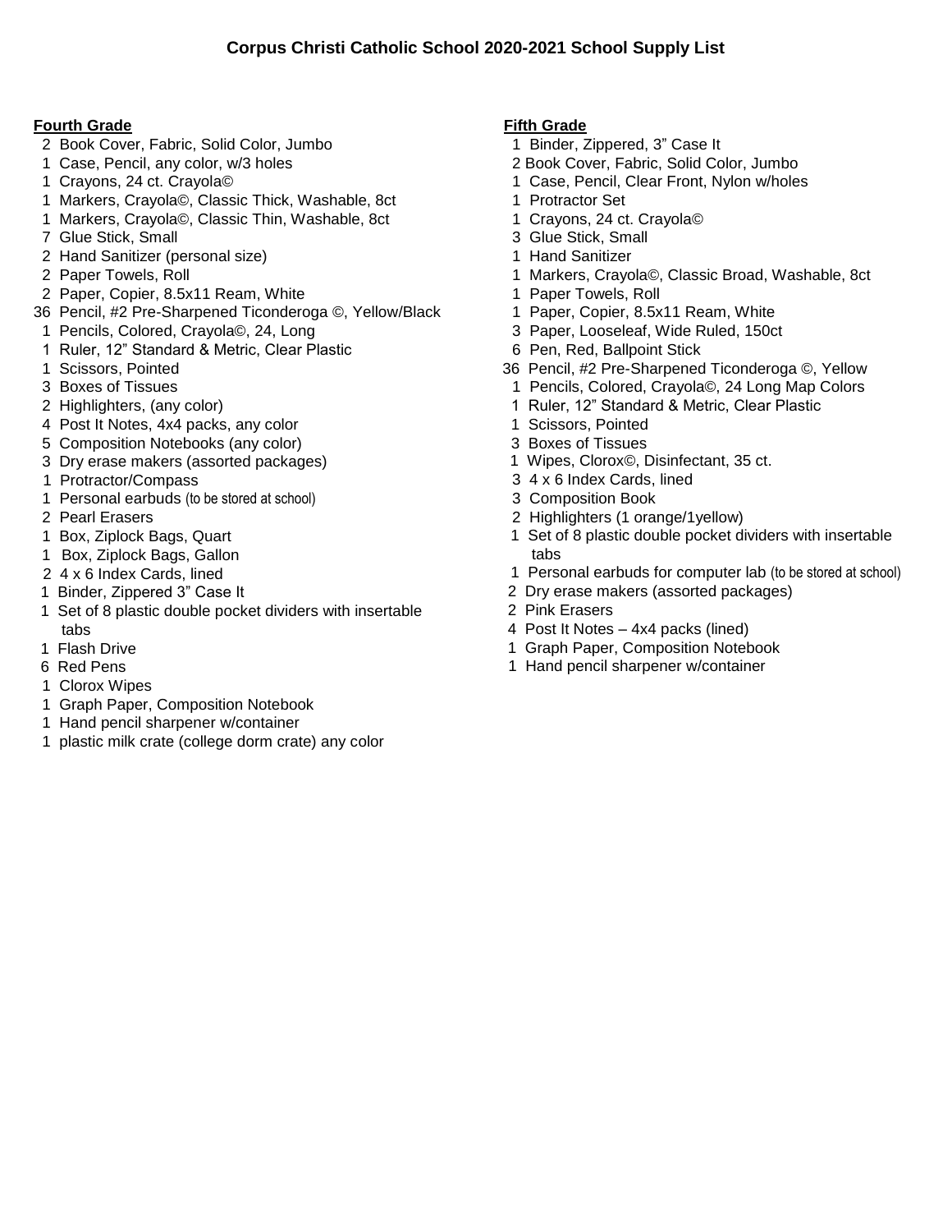# Corpus Christi Catholic School 2020-2021 School Supply List

## Fourth Grade

- 2 Book Cover, Fabric, Solid Color, Jumbo
- 1 Case, Pencil, any color, w/3 holes
- 1 Crayons, 24 ct. Crayola©
- 1 Markers, Crayola©, Classic Thick, Washable, 8ct
- 1 Markers, Crayola©, Classic Thin, Washable, 8ct
- 7 Glue Stick, Small
- 2 Hand Sanitizer (personal size)
- 2 Paper Towels, Roll
- 2 Paper, Copier, 8.5x11 Ream, White
- 36 Pencil, #2 Pre-Sharpened Ticonderoga ©, Yellow/Black
- 1 Pencils, Colored, Crayola©, 24, Long
- 1 Ruler, 12" Standard & Metric, Clear Plastic
- 1 Scissors, Pointed
- 3 Boxes of Tissues
- 2 Highlighters, (any color)
- 4 Post It Notes, 4x4 packs, any color
- 5 Composition Notebooks (any color)
- 3 Dry erase makers (assorted packages)
- 1 Protractor/Compass
- 1 Personal earbuds (to be stored at school)
- 2 Pearl Erasers
- 1 Box, Ziplock Bags, Quart
- 1 Box, Ziplock Bags, Gallon
- 2 4 x 6 Index Cards, lined
- 1 Binder, Zippered 3" Case It
- 1 Set of 8 plastic double pocket dividers with insertable tabs
- 1 Flash Drive
- 6 Red Pens
- 1 Clorox Wipes
- 1 Graph Paper, Composition Notebook
- 1 Hand pencil sharpener w/container
- 1 plastic milk crate (college dorm crate) any color

## Fifth Grade

- 1 Binder, Zippered, 3" Case It
- 2 Book Cover, Fabric, Solid Color, Jumbo
- 1 Case, Pencil, Clear Front, Nylon w/holes
- 1 Protractor Set
- 1 Crayons, 24 ct. Crayola©
- 3 Glue Stick, Small
- 1 Hand Sanitizer
- 1 Markers, Crayola©, Classic Broad, Washable, 8ct
- 1 Paper Towels, Roll
- 1 Paper, Copier, 8.5x11 Ream, White
- 3 Paper, Looseleaf, Wide Ruled, 150ct
- 6 Pen, Red, Ballpoint Stick
- 36 Pencil, #2 Pre-Sharpened Ticonderoga ©, Yellow
- 1 Pencils, Colored, Crayola©, 24 Long Map Colors
- 1 Ruler, 12" Standard & Metric, Clear Plastic
- 1 Scissors, Pointed
- 3 Boxes of Tissues
- 1 Wipes, Clorox©, Disinfectant, 35 ct.
- 3 4 x 6 Index Cards, lined
- 3 Composition Book
- 2 Highlighters (1 orange/1yellow)
- 1 Set of 8 plastic double pocket dividers with insertable tabs
- 1 Personal earbuds for computer lab (to be stored at school)
- 2 Dry erase makers (assorted packages)
- 2 Pink Erasers
- 4 Post It Notes – 4x4 packs (lined)
- 1 Graph Paper, Composition Notebook
- 1 Hand pencil sharpener w/container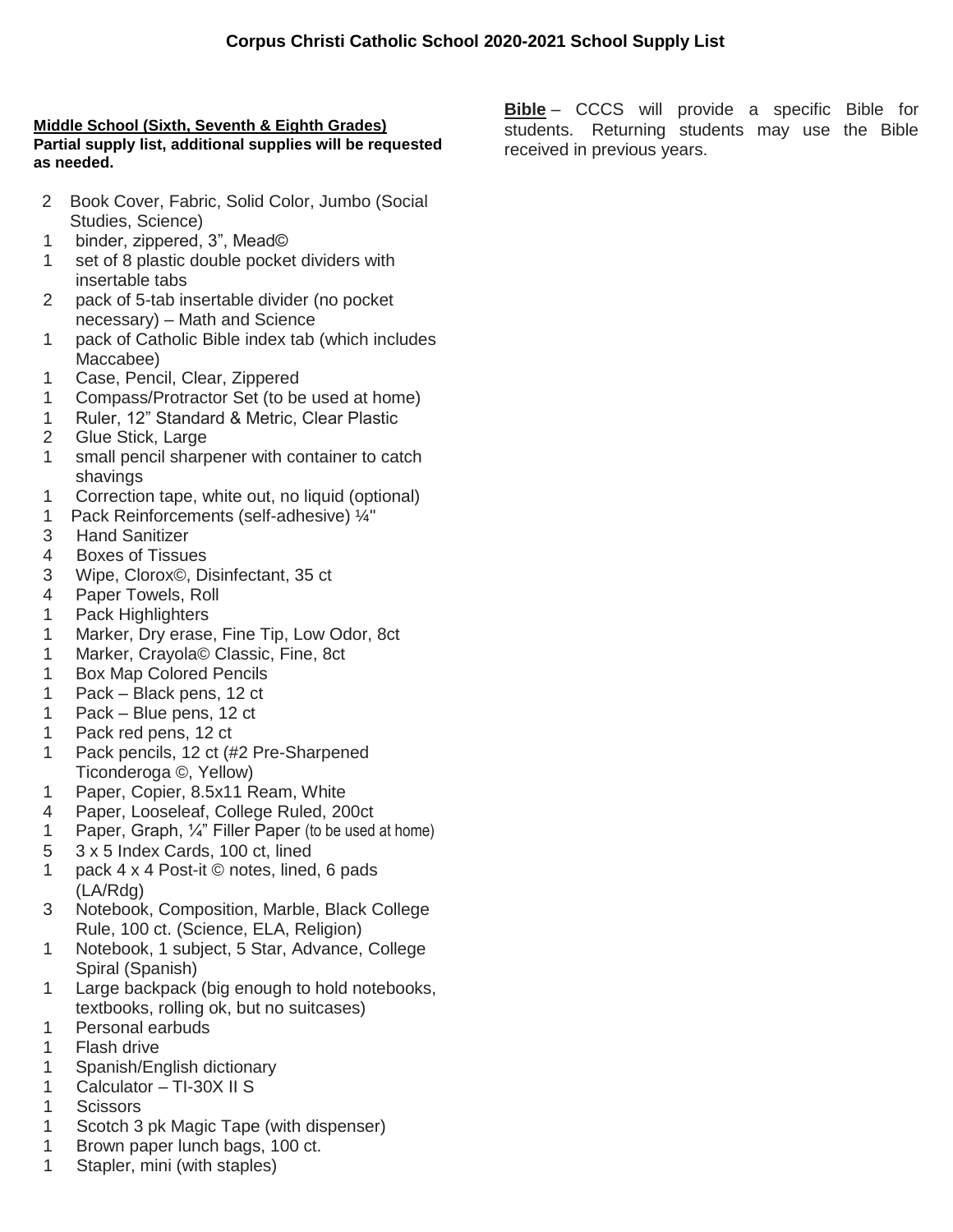# Corpus Christi Catholic School 2020-2021 School Supply List

**Middle School (Sixth, Seventh & Eighth Grades)**
**Partial supply list, additional supplies will be requested as needed.**

- 2 Book Cover, Fabric, Solid Color, Jumbo (Social Studies, Science)
- 1 binder, zippered, 3”, Mead©
- 1 set of 8 plastic double pocket dividers with insertable tabs
- 2 pack of 5-tab insertable divider (no pocket necessary) – Math and Science
- 1 pack of Catholic Bible index tab (which includes Maccabee)
- 1 Case, Pencil, Clear, Zippered
- 1 Compass/Protractor Set (to be used at home)
- 1 Ruler, 12” Standard & Metric, Clear Plastic
- 2 Glue Stick, Large
- 1 small pencil sharpener with container to catch shavings
- 1 Correction tape, white out, no liquid (optional)
- 1 Pack Reinforcements (self-adhesive) ¼"
- 3 Hand Sanitizer
- 4 Boxes of Tissues
- 3 Wipe, Clorox©, Disinfectant, 35 ct
- 4 Paper Towels, Roll
- 1 Pack Highlighters
- 1 Marker, Dry erase, Fine Tip, Low Odor, 8ct
- 1 Marker, Crayola© Classic, Fine, 8ct
- 1 Box Map Colored Pencils
- 1 Pack – Black pens, 12 ct
- 1 Pack – Blue pens, 12 ct
- 1 Pack red pens, 12 ct
- 1 Pack pencils, 12 ct (#2 Pre-Sharpened Ticonderoga ©, Yellow)
- 1 Paper, Copier, 8.5x11 Ream, White
- 4 Paper, Looseleaf, College Ruled, 200ct
- 1 Paper, Graph, ¼” Filler Paper (to be used at home)
- 5 3 x 5 Index Cards, 100 ct, lined
- 1 pack 4 x 4 Post-it © notes, lined, 6 pads (LA/Rdg)
- 3 Notebook, Composition, Marble, Black College Rule, 100 ct. (Science, ELA, Religion)
- 1 Notebook, 1 subject, 5 Star, Advance, College Spiral (Spanish)
- 1 Large backpack (big enough to hold notebooks, textbooks, rolling ok, but no suitcases)
- 1 Personal earbuds
- 1 Flash drive
- 1 Spanish/English dictionary
- 1 Calculator – TI-30X II S
- 1 Scissors
- 1 Scotch 3 pk Magic Tape (with dispenser)
- 1 Brown paper lunch bags, 100 ct.
- 1 Stapler, mini (with staples)

**Bible** – CCCS will provide a specific Bible for students. Returning students may use the Bible received in previous years.